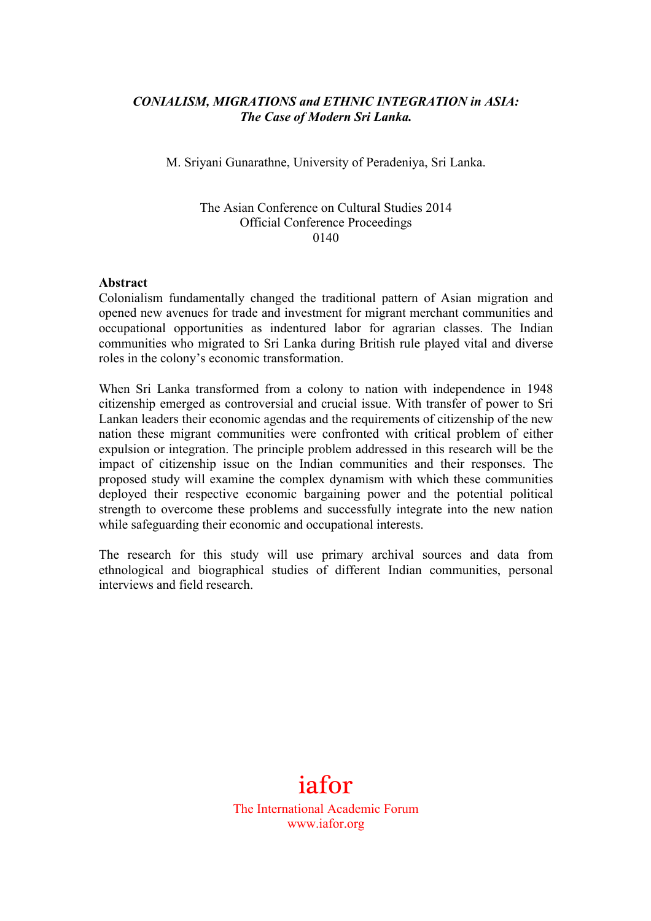***CONIALISM, MIGRATIONS and ETHNIC INTEGRATION in ASIA:***
***The Case of Modern Sri Lanka.***

M. Sriyani Gunarathne, University of Peradeniya, Sri Lanka.

The Asian Conference on Cultural Studies 2014
Official Conference Proceedings
0140

**Abstract**

Colonialism fundamentally changed the traditional pattern of Asian migration and opened new avenues for trade and investment for migrant merchant communities and occupational opportunities as indentured labor for agrarian classes. The Indian communities who migrated to Sri Lanka during British rule played vital and diverse roles in the colony's economic transformation.

When Sri Lanka transformed from a colony to nation with independence in 1948 citizenship emerged as controversial and crucial issue. With transfer of power to Sri Lankan leaders their economic agendas and the requirements of citizenship of the new nation these migrant communities were confronted with critical problem of either expulsion or integration. The principle problem addressed in this research will be the impact of citizenship issue on the Indian communities and their responses. The proposed study will examine the complex dynamism with which these communities deployed their respective economic bargaining power and the potential political strength to overcome these problems and successfully integrate into the new nation while safeguarding their economic and occupational interests.

The research for this study will use primary archival sources and data from ethnological and biographical studies of different Indian communities, personal interviews and field research.

iafor
The International Academic Forum
www.iafor.org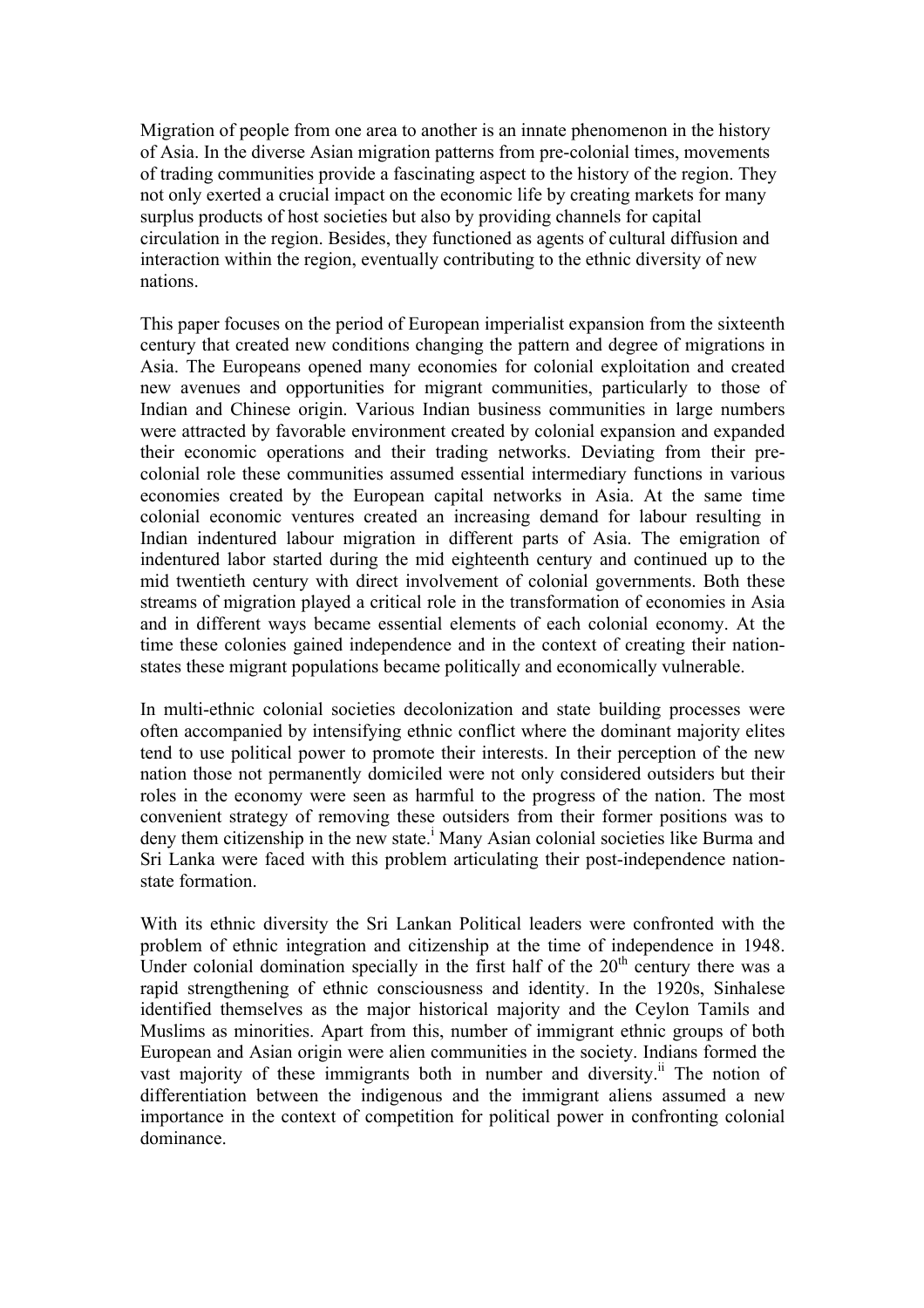Migration of people from one area to another is an innate phenomenon in the history of Asia. In the diverse Asian migration patterns from pre-colonial times, movements of trading communities provide a fascinating aspect to the history of the region. They not only exerted a crucial impact on the economic life by creating markets for many surplus products of host societies but also by providing channels for capital circulation in the region. Besides, they functioned as agents of cultural diffusion and interaction within the region, eventually contributing to the ethnic diversity of new nations.

This paper focuses on the period of European imperialist expansion from the sixteenth century that created new conditions changing the pattern and degree of migrations in Asia. The Europeans opened many economies for colonial exploitation and created new avenues and opportunities for migrant communities, particularly to those of Indian and Chinese origin. Various Indian business communities in large numbers were attracted by favorable environment created by colonial expansion and expanded their economic operations and their trading networks. Deviating from their pre-colonial role these communities assumed essential intermediary functions in various economies created by the European capital networks in Asia. At the same time colonial economic ventures created an increasing demand for labour resulting in Indian indentured labour migration in different parts of Asia. The emigration of indentured labor started during the mid eighteenth century and continued up to the mid twentieth century with direct involvement of colonial governments. Both these streams of migration played a critical role in the transformation of economies in Asia and in different ways became essential elements of each colonial economy. At the time these colonies gained independence and in the context of creating their nation-states these migrant populations became politically and economically vulnerable.

In multi-ethnic colonial societies decolonization and state building processes were often accompanied by intensifying ethnic conflict where the dominant majority elites tend to use political power to promote their interests. In their perception of the new nation those not permanently domiciled were not only considered outsiders but their roles in the economy were seen as harmful to the progress of the nation. The most convenient strategy of removing these outsiders from their former positions was to deny them citizenship in the new state.[i] Many Asian colonial societies like Burma and Sri Lanka were faced with this problem articulating their post-independence nation-state formation.

With its ethnic diversity the Sri Lankan Political leaders were confronted with the problem of ethnic integration and citizenship at the time of independence in 1948. Under colonial domination specially in the first half of the 20th century there was a rapid strengthening of ethnic consciousness and identity. In the 1920s, Sinhalese identified themselves as the major historical majority and the Ceylon Tamils and Muslims as minorities. Apart from this, number of immigrant ethnic groups of both European and Asian origin were alien communities in the society. Indians formed the vast majority of these immigrants both in number and diversity.[ii] The notion of differentiation between the indigenous and the immigrant aliens assumed a new importance in the context of competition for political power in confronting colonial dominance.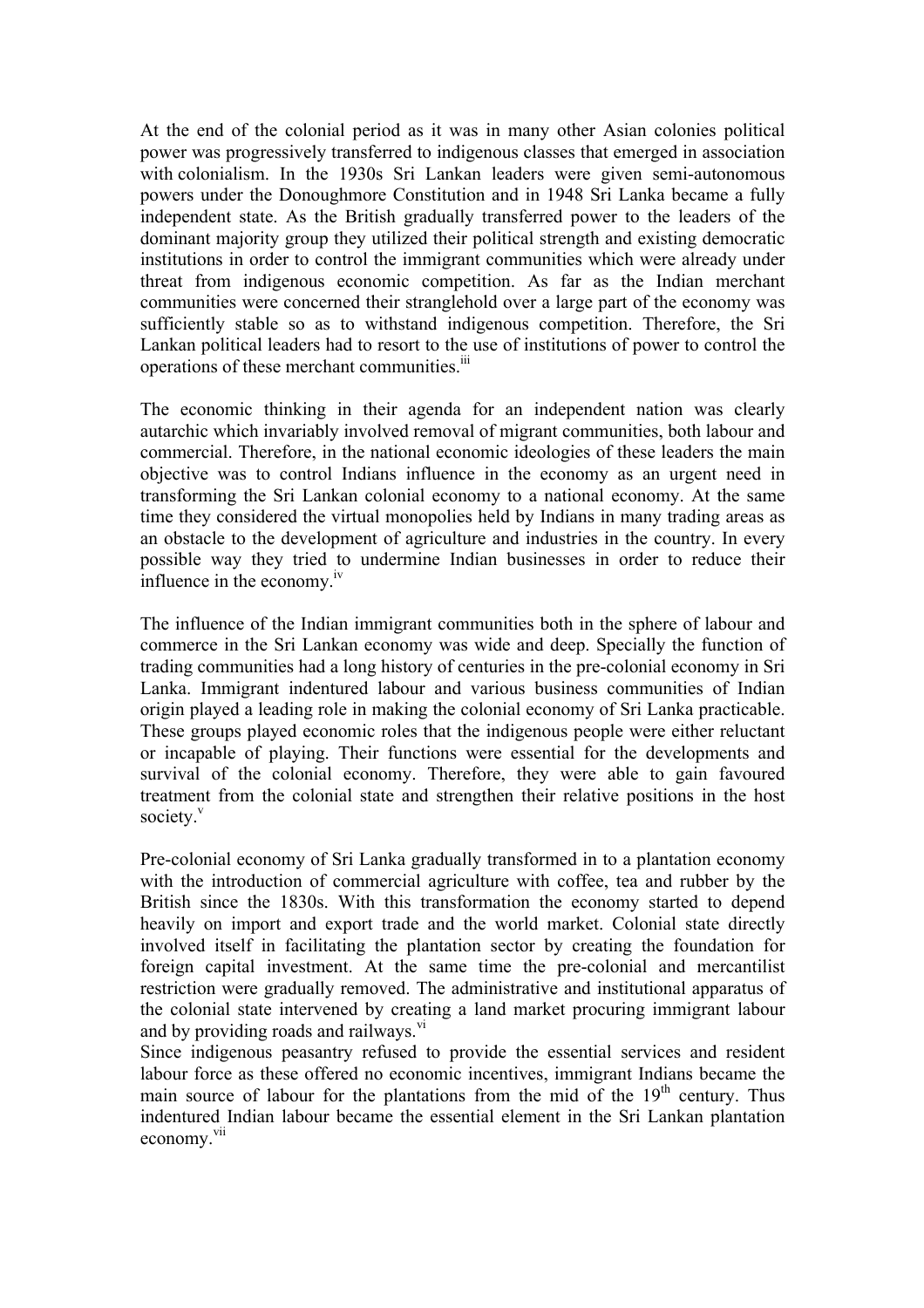At the end of the colonial period as it was in many other Asian colonies political power was progressively transferred to indigenous classes that emerged in association with colonialism. In the 1930s Sri Lankan leaders were given semi-autonomous powers under the Donoughmore Constitution and in 1948 Sri Lanka became a fully independent state. As the British gradually transferred power to the leaders of the dominant majority group they utilized their political strength and existing democratic institutions in order to control the immigrant communities which were already under threat from indigenous economic competition. As far as the Indian merchant communities were concerned their stranglehold over a large part of the economy was sufficiently stable so as to withstand indigenous competition. Therefore, the Sri Lankan political leaders had to resort to the use of institutions of power to control the operations of these merchant communities.[iii]

The economic thinking in their agenda for an independent nation was clearly autarchic which invariably involved removal of migrant communities, both labour and commercial. Therefore, in the national economic ideologies of these leaders the main objective was to control Indians influence in the economy as an urgent need in transforming the Sri Lankan colonial economy to a national economy. At the same time they considered the virtual monopolies held by Indians in many trading areas as an obstacle to the development of agriculture and industries in the country. In every possible way they tried to undermine Indian businesses in order to reduce their influence in the economy.[iv]

The influence of the Indian immigrant communities both in the sphere of labour and commerce in the Sri Lankan economy was wide and deep. Specially the function of trading communities had a long history of centuries in the pre-colonial economy in Sri Lanka. Immigrant indentured labour and various business communities of Indian origin played a leading role in making the colonial economy of Sri Lanka practicable. These groups played economic roles that the indigenous people were either reluctant or incapable of playing. Their functions were essential for the developments and survival of the colonial economy. Therefore, they were able to gain favoured treatment from the colonial state and strengthen their relative positions in the host society.[v]

Pre-colonial economy of Sri Lanka gradually transformed in to a plantation economy with the introduction of commercial agriculture with coffee, tea and rubber by the British since the 1830s. With this transformation the economy started to depend heavily on import and export trade and the world market. Colonial state directly involved itself in facilitating the plantation sector by creating the foundation for foreign capital investment. At the same time the pre-colonial and mercantilist restriction were gradually removed. The administrative and institutional apparatus of the colonial state intervened by creating a land market procuring immigrant labour and by providing roads and railways.[vi]

Since indigenous peasantry refused to provide the essential services and resident labour force as these offered no economic incentives, immigrant Indians became the main source of labour for the plantations from the mid of the 19th century. Thus indentured Indian labour became the essential element in the Sri Lankan plantation economy.[vii]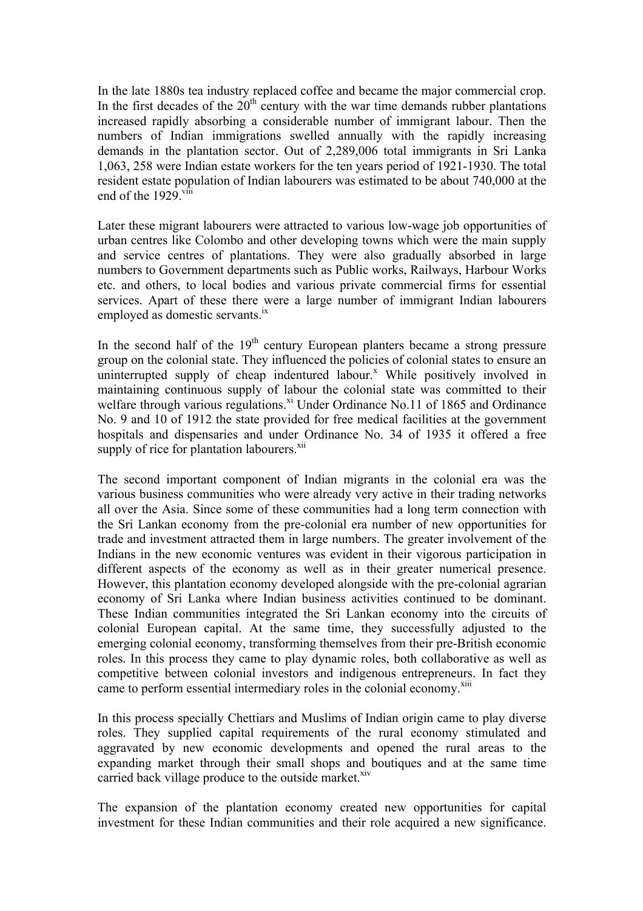In the late 1880s tea industry replaced coffee and became the major commercial crop. In the first decades of the 20th century with the war time demands rubber plantations increased rapidly absorbing a considerable number of immigrant labour. Then the numbers of Indian immigrations swelled annually with the rapidly increasing demands in the plantation sector. Out of 2,289,006 total immigrants in Sri Lanka 1,063, 258 were Indian estate workers for the ten years period of 1921-1930. The total resident estate population of Indian labourers was estimated to be about 740,000 at the end of the 1929.[viii]

Later these migrant labourers were attracted to various low-wage job opportunities of urban centres like Colombo and other developing towns which were the main supply and service centres of plantations. They were also gradually absorbed in large numbers to Government departments such as Public works, Railways, Harbour Works etc. and others, to local bodies and various private commercial firms for essential services. Apart of these there were a large number of immigrant Indian labourers employed as domestic servants.[ix]

In the second half of the 19th century European planters became a strong pressure group on the colonial state. They influenced the policies of colonial states to ensure an uninterrupted supply of cheap indentured labour.[x] While positively involved in maintaining continuous supply of labour the colonial state was committed to their welfare through various regulations.[xi] Under Ordinance No.11 of 1865 and Ordinance No. 9 and 10 of 1912 the state provided for free medical facilities at the government hospitals and dispensaries and under Ordinance No. 34 of 1935 it offered a free supply of rice for plantation labourers.[xii]

The second important component of Indian migrants in the colonial era was the various business communities who were already very active in their trading networks all over the Asia. Since some of these communities had a long term connection with the Sri Lankan economy from the pre-colonial era number of new opportunities for trade and investment attracted them in large numbers. The greater involvement of the Indians in the new economic ventures was evident in their vigorous participation in different aspects of the economy as well as in their greater numerical presence. However, this plantation economy developed alongside with the pre-colonial agrarian economy of Sri Lanka where Indian business activities continued to be dominant. These Indian communities integrated the Sri Lankan economy into the circuits of colonial European capital. At the same time, they successfully adjusted to the emerging colonial economy, transforming themselves from their pre-British economic roles. In this process they came to play dynamic roles, both collaborative as well as competitive between colonial investors and indigenous entrepreneurs. In fact they came to perform essential intermediary roles in the colonial economy.[xiii]

In this process specially Chettiars and Muslims of Indian origin came to play diverse roles. They supplied capital requirements of the rural economy stimulated and aggravated by new economic developments and opened the rural areas to the expanding market through their small shops and boutiques and at the same time carried back village produce to the outside market.[xiv]

The expansion of the plantation economy created new opportunities for capital investment for these Indian communities and their role acquired a new significance.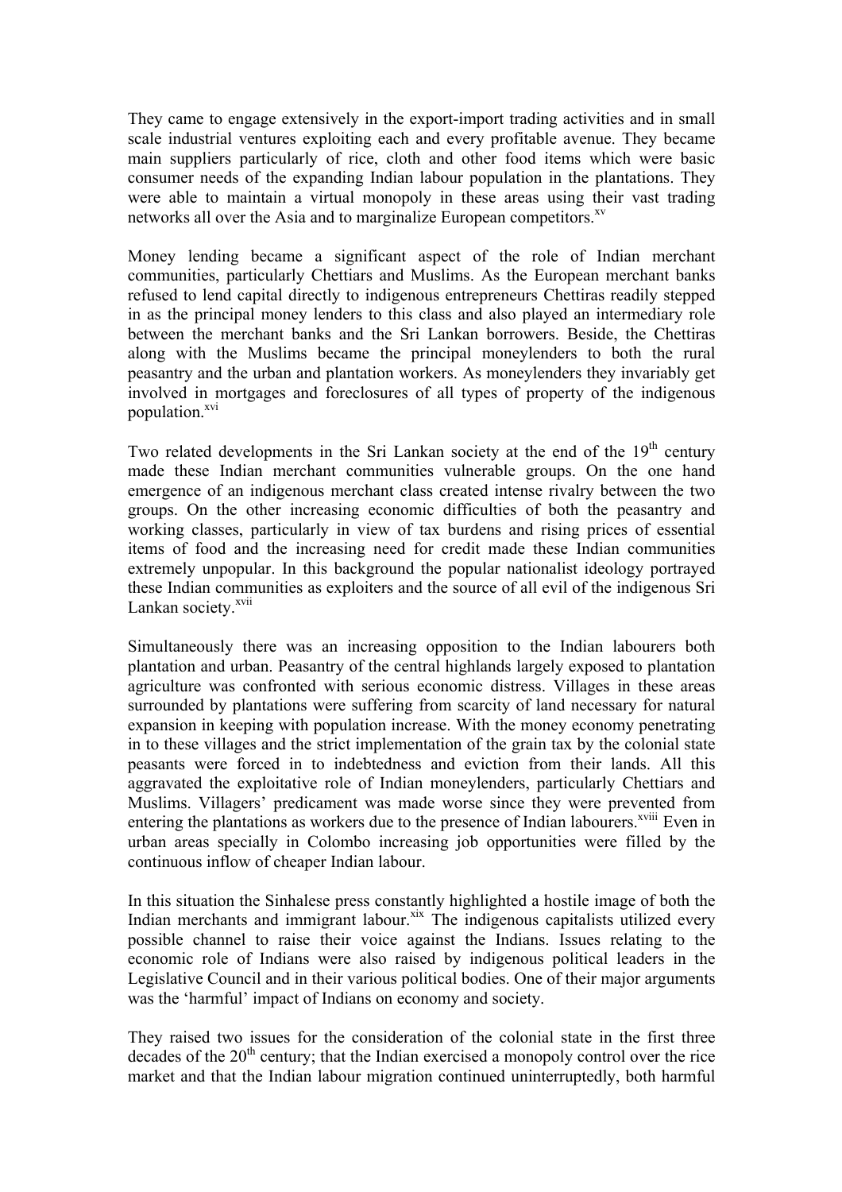They came to engage extensively in the export-import trading activities and in small scale industrial ventures exploiting each and every profitable avenue. They became main suppliers particularly of rice, cloth and other food items which were basic consumer needs of the expanding Indian labour population in the plantations. They were able to maintain a virtual monopoly in these areas using their vast trading networks all over the Asia and to marginalize European competitors.[xv]

Money lending became a significant aspect of the role of Indian merchant communities, particularly Chettiars and Muslims. As the European merchant banks refused to lend capital directly to indigenous entrepreneurs Chettiras readily stepped in as the principal money lenders to this class and also played an intermediary role between the merchant banks and the Sri Lankan borrowers. Beside, the Chettiras along with the Muslims became the principal moneylenders to both the rural peasantry and the urban and plantation workers. As moneylenders they invariably get involved in mortgages and foreclosures of all types of property of the indigenous population.[xvi]

Two related developments in the Sri Lankan society at the end of the 19th century made these Indian merchant communities vulnerable groups. On the one hand emergence of an indigenous merchant class created intense rivalry between the two groups. On the other increasing economic difficulties of both the peasantry and working classes, particularly in view of tax burdens and rising prices of essential items of food and the increasing need for credit made these Indian communities extremely unpopular. In this background the popular nationalist ideology portrayed these Indian communities as exploiters and the source of all evil of the indigenous Sri Lankan society.[xvii]

Simultaneously there was an increasing opposition to the Indian labourers both plantation and urban. Peasantry of the central highlands largely exposed to plantation agriculture was confronted with serious economic distress. Villages in these areas surrounded by plantations were suffering from scarcity of land necessary for natural expansion in keeping with population increase. With the money economy penetrating in to these villages and the strict implementation of the grain tax by the colonial state peasants were forced in to indebtedness and eviction from their lands. All this aggravated the exploitative role of Indian moneylenders, particularly Chettiars and Muslims. Villagers' predicament was made worse since they were prevented from entering the plantations as workers due to the presence of Indian labourers.[xviii] Even in urban areas specially in Colombo increasing job opportunities were filled by the continuous inflow of cheaper Indian labour.

In this situation the Sinhalese press constantly highlighted a hostile image of both the Indian merchants and immigrant labour.[xix] The indigenous capitalists utilized every possible channel to raise their voice against the Indians. Issues relating to the economic role of Indians were also raised by indigenous political leaders in the Legislative Council and in their various political bodies. One of their major arguments was the 'harmful' impact of Indians on economy and society.

They raised two issues for the consideration of the colonial state in the first three decades of the 20th century; that the Indian exercised a monopoly control over the rice market and that the Indian labour migration continued uninterruptedly, both harmful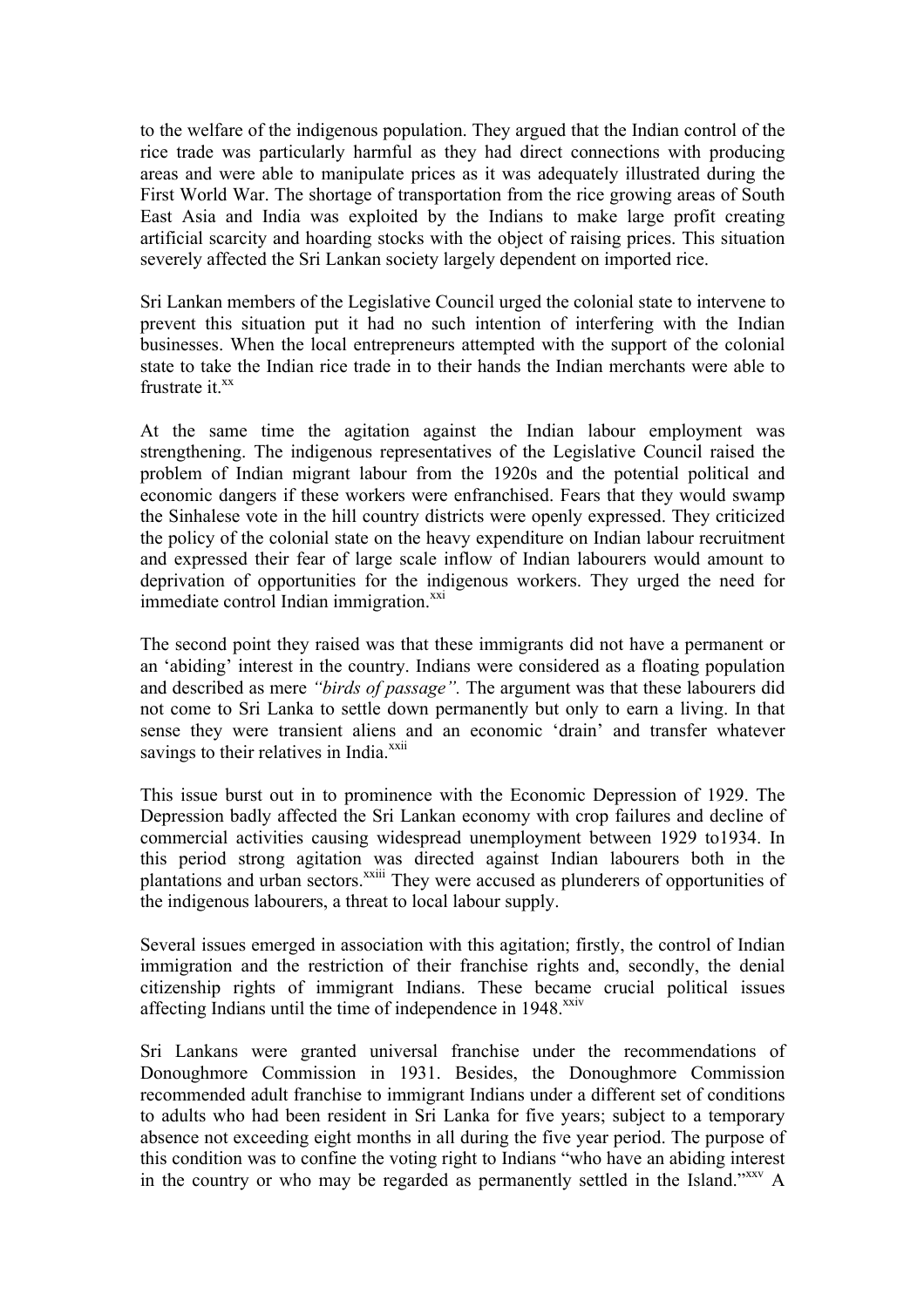to the welfare of the indigenous population. They argued that the Indian control of the rice trade was particularly harmful as they had direct connections with producing areas and were able to manipulate prices as it was adequately illustrated during the First World War. The shortage of transportation from the rice growing areas of South East Asia and India was exploited by the Indians to make large profit creating artificial scarcity and hoarding stocks with the object of raising prices. This situation severely affected the Sri Lankan society largely dependent on imported rice.

Sri Lankan members of the Legislative Council urged the colonial state to intervene to prevent this situation put it had no such intention of interfering with the Indian businesses. When the local entrepreneurs attempted with the support of the colonial state to take the Indian rice trade in to their hands the Indian merchants were able to frustrate it.[xx]

At the same time the agitation against the Indian labour employment was strengthening. The indigenous representatives of the Legislative Council raised the problem of Indian migrant labour from the 1920s and the potential political and economic dangers if these workers were enfranchised. Fears that they would swamp the Sinhalese vote in the hill country districts were openly expressed. They criticized the policy of the colonial state on the heavy expenditure on Indian labour recruitment and expressed their fear of large scale inflow of Indian labourers would amount to deprivation of opportunities for the indigenous workers. They urged the need for immediate control Indian immigration.[xxi]

The second point they raised was that these immigrants did not have a permanent or an 'abiding' interest in the country. Indians were considered as a floating population and described as mere *"birds of passage"*. The argument was that these labourers did not come to Sri Lanka to settle down permanently but only to earn a living. In that sense they were transient aliens and an economic 'drain' and transfer whatever savings to their relatives in India.[xxii]

This issue burst out in to prominence with the Economic Depression of 1929. The Depression badly affected the Sri Lankan economy with crop failures and decline of commercial activities causing widespread unemployment between 1929 to1934. In this period strong agitation was directed against Indian labourers both in the plantations and urban sectors.[xxiii] They were accused as plunderers of opportunities of the indigenous labourers, a threat to local labour supply.

Several issues emerged in association with this agitation; firstly, the control of Indian immigration and the restriction of their franchise rights and, secondly, the denial citizenship rights of immigrant Indians. These became crucial political issues affecting Indians until the time of independence in 1948.[xxiv]

Sri Lankans were granted universal franchise under the recommendations of Donoughmore Commission in 1931. Besides, the Donoughmore Commission recommended adult franchise to immigrant Indians under a different set of conditions to adults who had been resident in Sri Lanka for five years; subject to a temporary absence not exceeding eight months in all during the five year period. The purpose of this condition was to confine the voting right to Indians "who have an abiding interest in the country or who may be regarded as permanently settled in the Island."[xxv] A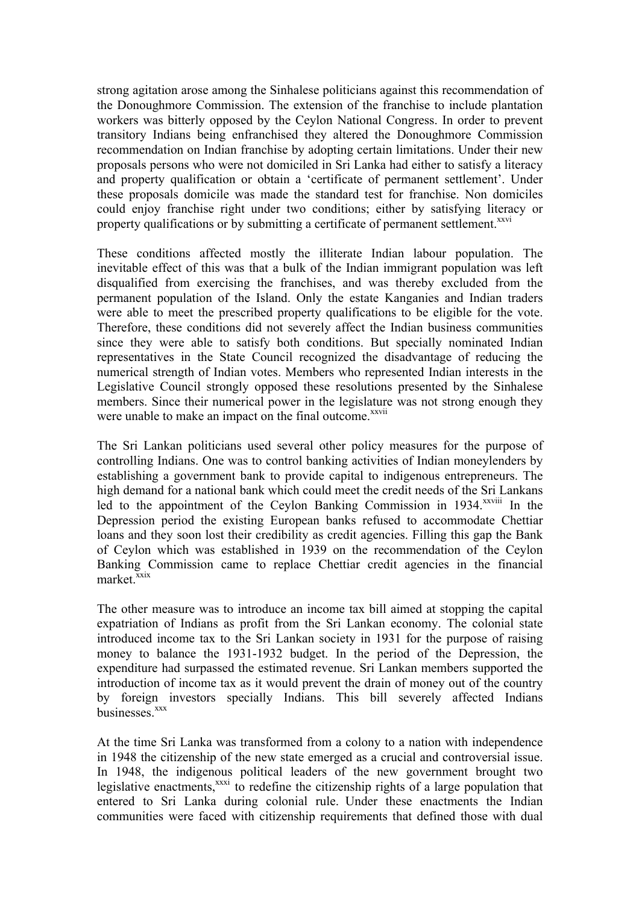strong agitation arose among the Sinhalese politicians against this recommendation of the Donoughmore Commission. The extension of the franchise to include plantation workers was bitterly opposed by the Ceylon National Congress. In order to prevent transitory Indians being enfranchised they altered the Donoughmore Commission recommendation on Indian franchise by adopting certain limitations. Under their new proposals persons who were not domiciled in Sri Lanka had either to satisfy a literacy and property qualification or obtain a 'certificate of permanent settlement'. Under these proposals domicile was made the standard test for franchise. Non domiciles could enjoy franchise right under two conditions; either by satisfying literacy or property qualifications or by submitting a certificate of permanent settlement.[xxvi]

These conditions affected mostly the illiterate Indian labour population. The inevitable effect of this was that a bulk of the Indian immigrant population was left disqualified from exercising the franchises, and was thereby excluded from the permanent population of the Island. Only the estate Kanganies and Indian traders were able to meet the prescribed property qualifications to be eligible for the vote. Therefore, these conditions did not severely affect the Indian business communities since they were able to satisfy both conditions. But specially nominated Indian representatives in the State Council recognized the disadvantage of reducing the numerical strength of Indian votes. Members who represented Indian interests in the Legislative Council strongly opposed these resolutions presented by the Sinhalese members. Since their numerical power in the legislature was not strong enough they were unable to make an impact on the final outcome.[xxvii]

The Sri Lankan politicians used several other policy measures for the purpose of controlling Indians. One was to control banking activities of Indian moneylenders by establishing a government bank to provide capital to indigenous entrepreneurs. The high demand for a national bank which could meet the credit needs of the Sri Lankans led to the appointment of the Ceylon Banking Commission in 1934.[xxviii] In the Depression period the existing European banks refused to accommodate Chettiar loans and they soon lost their credibility as credit agencies. Filling this gap the Bank of Ceylon which was established in 1939 on the recommendation of the Ceylon Banking Commission came to replace Chettiar credit agencies in the financial market.[xxix]

The other measure was to introduce an income tax bill aimed at stopping the capital expatriation of Indians as profit from the Sri Lankan economy. The colonial state introduced income tax to the Sri Lankan society in 1931 for the purpose of raising money to balance the 1931-1932 budget. In the period of the Depression, the expenditure had surpassed the estimated revenue. Sri Lankan members supported the introduction of income tax as it would prevent the drain of money out of the country by foreign investors specially Indians. This bill severely affected Indians businesses.[xxx]

At the time Sri Lanka was transformed from a colony to a nation with independence in 1948 the citizenship of the new state emerged as a crucial and controversial issue. In 1948, the indigenous political leaders of the new government brought two legislative enactments,[xxxi] to redefine the citizenship rights of a large population that entered to Sri Lanka during colonial rule. Under these enactments the Indian communities were faced with citizenship requirements that defined those with dual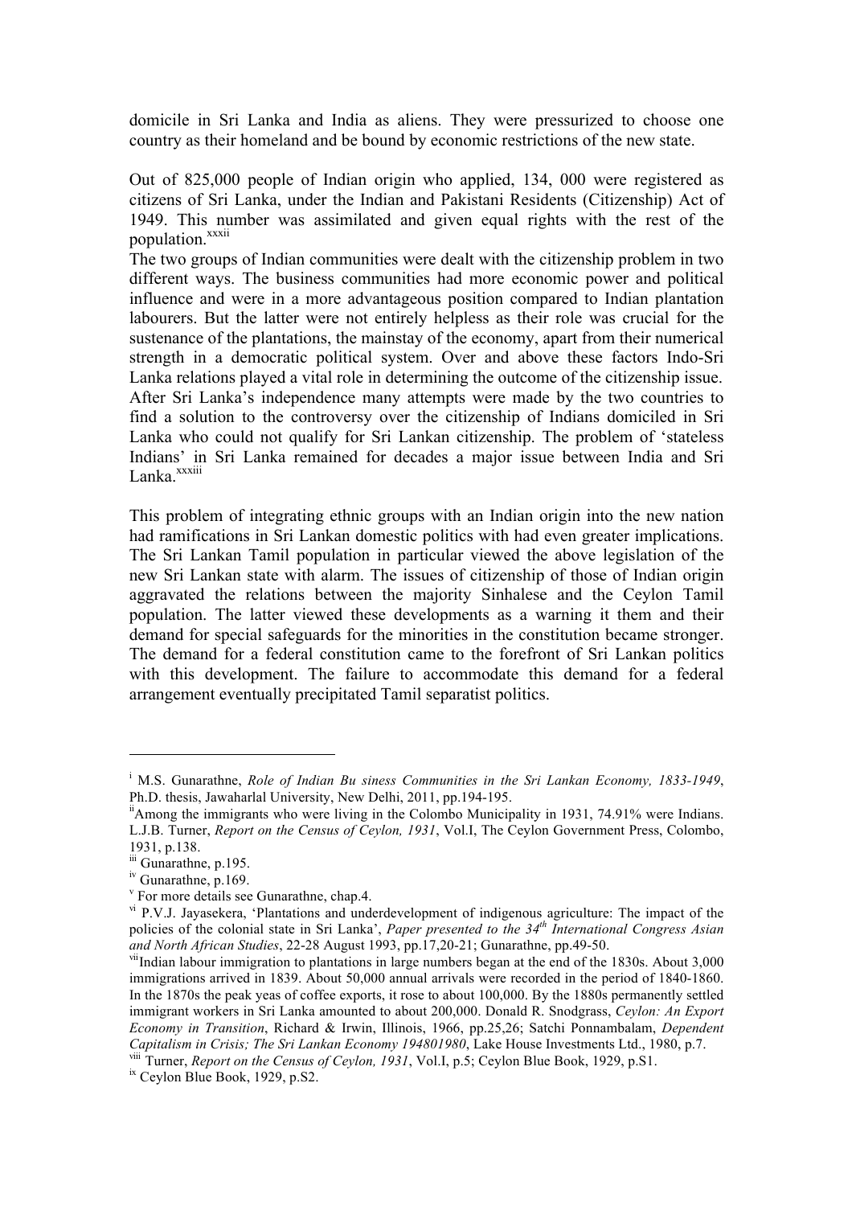domicile in Sri Lanka and India as aliens. They were pressurized to choose one country as their homeland and be bound by economic restrictions of the new state.

Out of 825,000 people of Indian origin who applied, 134, 000 were registered as citizens of Sri Lanka, under the Indian and Pakistani Residents (Citizenship) Act of 1949. This number was assimilated and given equal rights with the rest of the population.[xxxii]

The two groups of Indian communities were dealt with the citizenship problem in two different ways. The business communities had more economic power and political influence and were in a more advantageous position compared to Indian plantation labourers. But the latter were not entirely helpless as their role was crucial for the sustenance of the plantations, the mainstay of the economy, apart from their numerical strength in a democratic political system. Over and above these factors Indo-Sri Lanka relations played a vital role in determining the outcome of the citizenship issue. After Sri Lanka's independence many attempts were made by the two countries to find a solution to the controversy over the citizenship of Indians domiciled in Sri Lanka who could not qualify for Sri Lankan citizenship. The problem of 'stateless Indians' in Sri Lanka remained for decades a major issue between India and Sri Lanka.[xxxiii]

This problem of integrating ethnic groups with an Indian origin into the new nation had ramifications in Sri Lankan domestic politics with had even greater implications. The Sri Lankan Tamil population in particular viewed the above legislation of the new Sri Lankan state with alarm. The issues of citizenship of those of Indian origin aggravated the relations between the majority Sinhalese and the Ceylon Tamil population. The latter viewed these developments as a warning it them and their demand for special safeguards for the minorities in the constitution became stronger. The demand for a federal constitution came to the forefront of Sri Lankan politics with this development. The failure to accommodate this demand for a federal arrangement eventually precipitated Tamil separatist politics.

---

[i] M.S. Gunarathne, *Role of Indian Bu siness Communities in the Sri Lankan Economy, 1833-1949*, Ph.D. thesis, Jawaharlal University, New Delhi, 2011, pp.194-195.

[ii] Among the immigrants who were living in the Colombo Municipality in 1931, 74.91% were Indians. L.J.B. Turner, *Report on the Census of Ceylon, 1931*, Vol.I, The Ceylon Government Press, Colombo, 1931, p.138.

[iii] Gunarathne, p.195.

[iv] Gunarathne, p.169.

[v] For more details see Gunarathne, chap.4.

[vi] P.V.J. Jayasekera, 'Plantations and underdevelopment of indigenous agriculture: The impact of the policies of the colonial state in Sri Lanka', *Paper presented to the 34th International Congress Asian and North African Studies*, 22-28 August 1993, pp.17,20-21; Gunarathne, pp.49-50.

[vii] Indian labour immigration to plantations in large numbers began at the end of the 1830s. About 3,000 immigrations arrived in 1839. About 50,000 annual arrivals were recorded in the period of 1840-1860. In the 1870s the peak yeas of coffee exports, it rose to about 100,000. By the 1880s permanently settled immigrant workers in Sri Lanka amounted to about 200,000. Donald R. Snodgrass, *Ceylon: An Export Economy in Transition*, Richard & Irwin, Illinois, 1966, pp.25,26; Satchi Ponnambalam, *Dependent Capitalism in Crisis; The Sri Lankan Economy 194801980*, Lake House Investments Ltd., 1980, p.7.

[viii] Turner, *Report on the Census of Ceylon, 1931*, Vol.I, p.5; Ceylon Blue Book, 1929, p.S1.

[ix] Ceylon Blue Book, 1929, p.S2.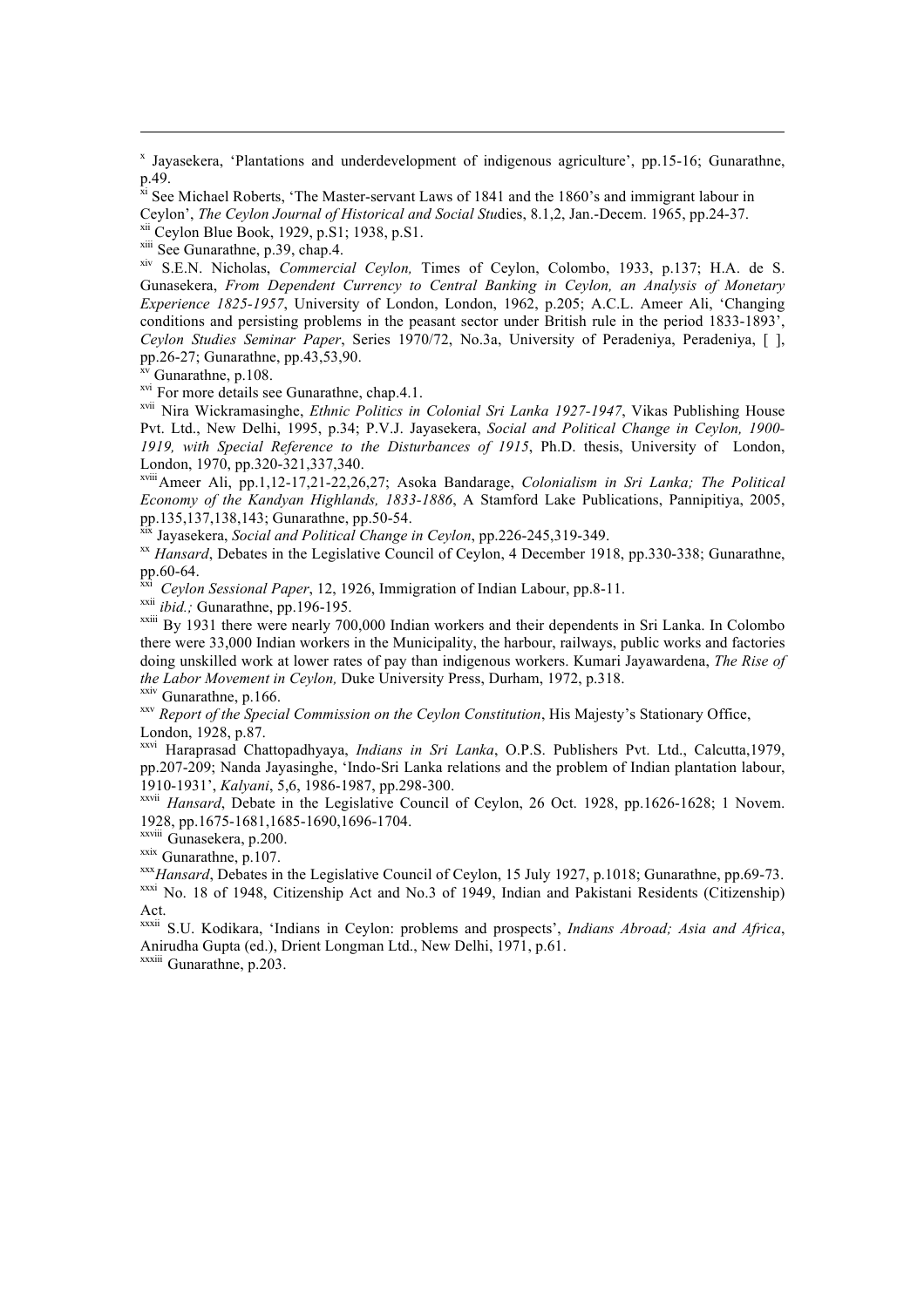[x] Jayasekera, 'Plantations and underdevelopment of indigenous agriculture', pp.15-16; Gunarathne, p.49.

[xi] See Michael Roberts, 'The Master-servant Laws of 1841 and the 1860's and immigrant labour in Ceylon', *The Ceylon Journal of Historical and Social Stu*dies, 8.1,2, Jan.-Decem. 1965, pp.24-37.

[xii] Ceylon Blue Book, 1929, p.S1; 1938, p.S1.

[xiii] See Gunarathne, p.39, chap.4.

[xiv] S.E.N. Nicholas, *Commercial Ceylon,* Times of Ceylon, Colombo, 1933, p.137; H.A. de S. Gunasekera, *From Dependent Currency to Central Banking in Ceylon, an Analysis of Monetary Experience 1825-1957*, University of London, London, 1962, p.205; A.C.L. Ameer Ali, 'Changing conditions and persisting problems in the peasant sector under British rule in the period 1833-1893', *Ceylon Studies Seminar Paper*, Series 1970/72, No.3a, University of Peradeniya, Peradeniya, [ ], pp.26-27; Gunarathne, pp.43,53,90.

[xv] Gunarathne, p.108.

[xvi] For more details see Gunarathne, chap.4.1.

[xvii] Nira Wickramasinghe, *Ethnic Politics in Colonial Sri Lanka 1927-1947*, Vikas Publishing House Pvt. Ltd., New Delhi, 1995, p.34; P.V.J. Jayasekera, *Social and Political Change in Ceylon, 1900-1919, with Special Reference to the Disturbances of 1915*, Ph.D. thesis, University of London, London, 1970, pp.320-321,337,340.

[xviii] Ameer Ali, pp.1,12-17,21-22,26,27; Asoka Bandarage, *Colonialism in Sri Lanka; The Political Economy of the Kandyan Highlands, 1833-1886*, A Stamford Lake Publications, Pannipitiya, 2005, pp.135,137,138,143; Gunarathne, pp.50-54.

[xix] Jayasekera, *Social and Political Change in Ceylon*, pp.226-245,319-349.

[xx] *Hansard*, Debates in the Legislative Council of Ceylon, 4 December 1918, pp.330-338; Gunarathne, pp.60-64.

[xxi] *Ceylon Sessional Paper*, 12, 1926, Immigration of Indian Labour, pp.8-11.

[xxii] *ibid.;* Gunarathne, pp.196-195.

[xxiii] By 1931 there were nearly 700,000 Indian workers and their dependents in Sri Lanka. In Colombo there were 33,000 Indian workers in the Municipality, the harbour, railways, public works and factories doing unskilled work at lower rates of pay than indigenous workers. Kumari Jayawardena, *The Rise of the Labor Movement in Ceylon,* Duke University Press, Durham, 1972, p.318.

[xxiv] Gunarathne, p.166.

[xxv] *Report of the Special Commission on the Ceylon Constitution*, His Majesty's Stationary Office, London, 1928, p.87.

[xxvi] Haraprasad Chattopadhyaya, *Indians in Sri Lanka*, O.P.S. Publishers Pvt. Ltd., Calcutta,1979, pp.207-209; Nanda Jayasinghe, 'Indo-Sri Lanka relations and the problem of Indian plantation labour, 1910-1931', *Kalyani*, 5,6, 1986-1987, pp.298-300.

[xxvii] *Hansard*, Debate in the Legislative Council of Ceylon, 26 Oct. 1928, pp.1626-1628; 1 Novem. 1928, pp.1675-1681,1685-1690,1696-1704.

[xxviii] Gunasekera, p.200.

[xxix] Gunarathne, p.107.

[xxx] *Hansard*, Debates in the Legislative Council of Ceylon, 15 July 1927, p.1018; Gunarathne, pp.69-73.

[xxxi] No. 18 of 1948, Citizenship Act and No.3 of 1949, Indian and Pakistani Residents (Citizenship) Act.

[xxxii] S.U. Kodikara, 'Indians in Ceylon: problems and prospects', *Indians Abroad; Asia and Africa*, Anirudha Gupta (ed.), Drient Longman Ltd., New Delhi, 1971, p.61.

[xxxiii] Gunarathne, p.203.